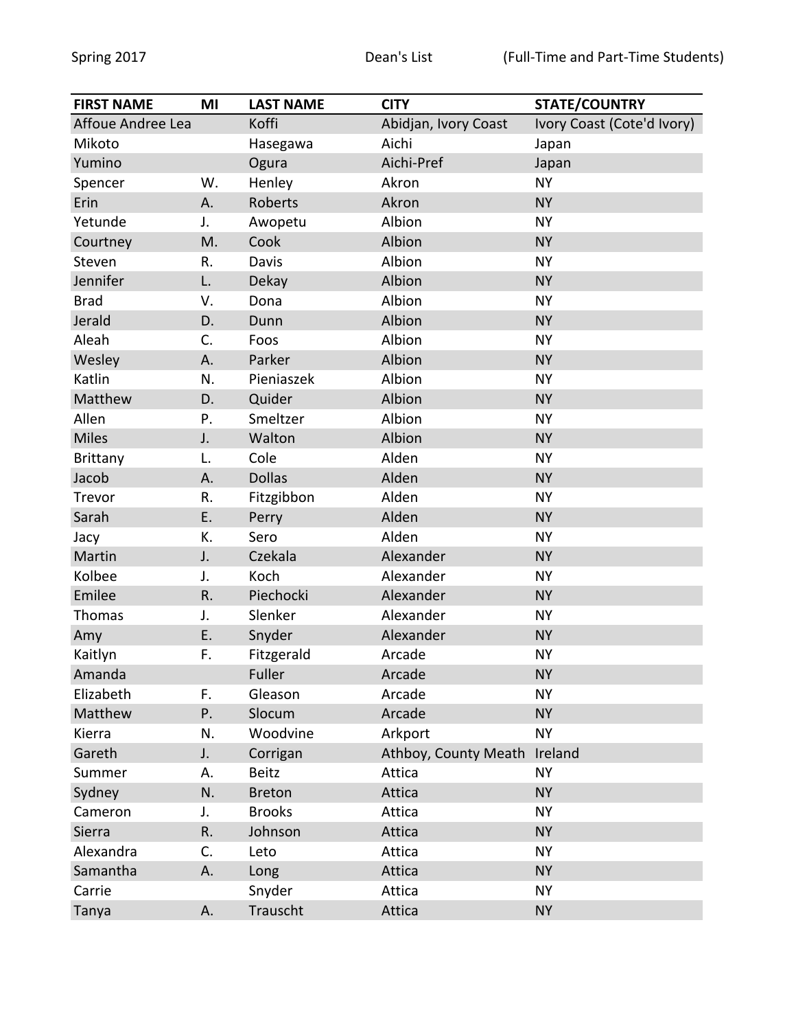Spring 2017 Dean's List (Full-Time and Part-Time Students)

| FIRST NAME | MI | LAST NAME | CITY | STATE/COUNTRY |
|---|---|---|---|---|
| Affoue Andree Lea | | Koffi | Abidjan, Ivory Coast | Ivory Coast (Cote'd Ivory) |
| Mikoto | | Hasegawa | Aichi | Japan |
| Yumino | | Ogura | Aichi-Pref | Japan |
| Spencer | W. | Henley | Akron | NY |
| Erin | A. | Roberts | Akron | NY |
| Yetunde | J. | Awopetu | Albion | NY |
| Courtney | M. | Cook | Albion | NY |
| Steven | R. | Davis | Albion | NY |
| Jennifer | L. | Dekay | Albion | NY |
| Brad | V. | Dona | Albion | NY |
| Jerald | D. | Dunn | Albion | NY |
| Aleah | C. | Foos | Albion | NY |
| Wesley | A. | Parker | Albion | NY |
| Katlin | N. | Pieniaszek | Albion | NY |
| Matthew | D. | Quider | Albion | NY |
| Allen | P. | Smeltzer | Albion | NY |
| Miles | J. | Walton | Albion | NY |
| Brittany | L. | Cole | Alden | NY |
| Jacob | A. | Dollas | Alden | NY |
| Trevor | R. | Fitzgibbon | Alden | NY |
| Sarah | E. | Perry | Alden | NY |
| Jacy | K. | Sero | Alden | NY |
| Martin | J. | Czekala | Alexander | NY |
| Kolbee | J. | Koch | Alexander | NY |
| Emilee | R. | Piechocki | Alexander | NY |
| Thomas | J. | Slenker | Alexander | NY |
| Amy | E. | Snyder | Alexander | NY |
| Kaitlyn | F. | Fitzgerald | Arcade | NY |
| Amanda | | Fuller | Arcade | NY |
| Elizabeth | F. | Gleason | Arcade | NY |
| Matthew | P. | Slocum | Arcade | NY |
| Kierra | N. | Woodvine | Arkport | NY |
| Gareth | J. | Corrigan | Athboy, County Meath | Ireland |
| Summer | A. | Beitz | Attica | NY |
| Sydney | N. | Breton | Attica | NY |
| Cameron | J. | Brooks | Attica | NY |
| Sierra | R. | Johnson | Attica | NY |
| Alexandra | C. | Leto | Attica | NY |
| Samantha | A. | Long | Attica | NY |
| Carrie | | Snyder | Attica | NY |
| Tanya | A. | Trauscht | Attica | NY |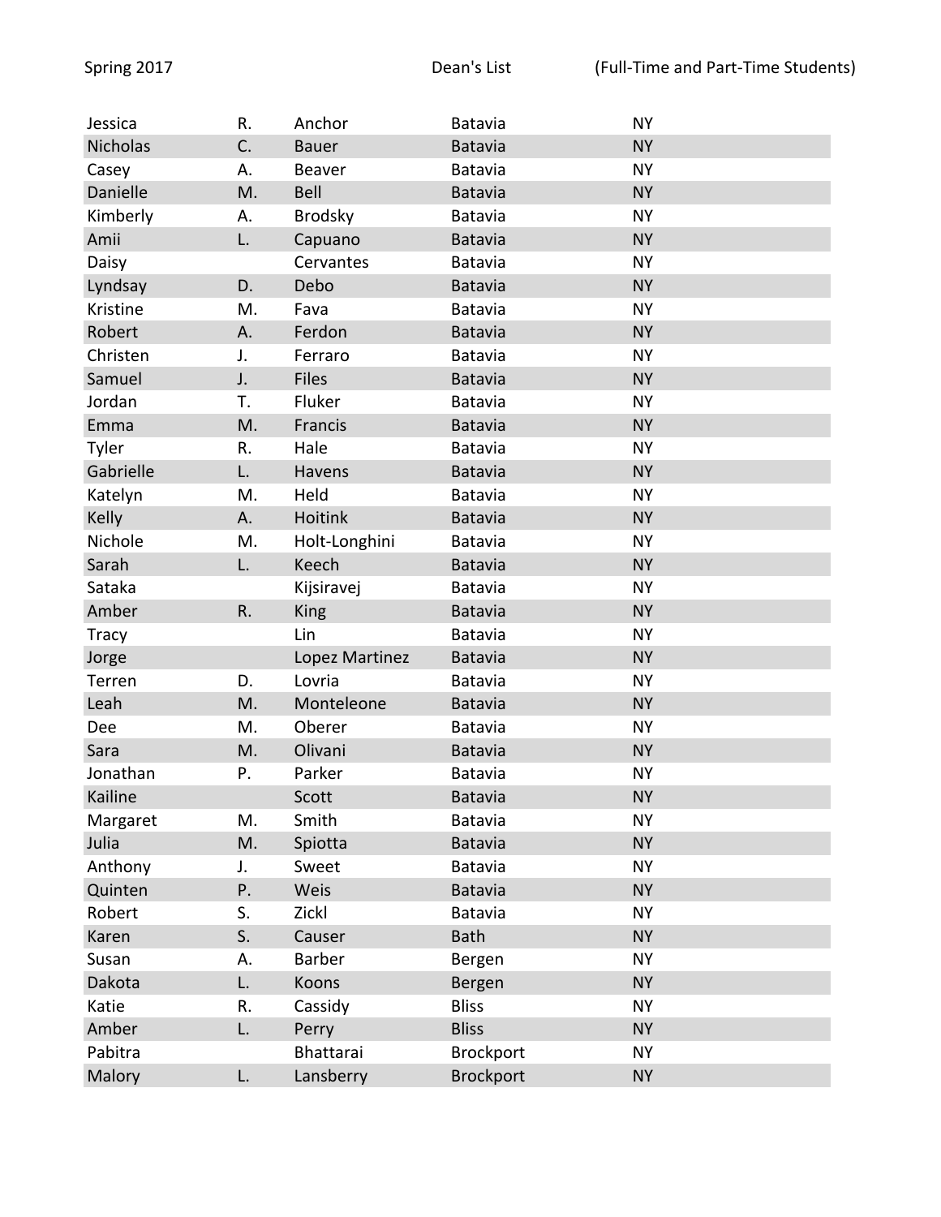| Jessica | R. | Anchor | Batavia | NY |
|---|---|---|---|---|
| Nicholas | C. | Bauer | Batavia | NY |
| Casey | A. | Beaver | Batavia | NY |
| Danielle | M. | Bell | Batavia | NY |
| Kimberly | A. | Brodsky | Batavia | NY |
| Amii | L. | Capuano | Batavia | NY |
| Daisy | | Cervantes | Batavia | NY |
| Lyndsay | D. | Debo | Batavia | NY |
| Kristine | M. | Fava | Batavia | NY |
| Robert | A. | Ferdon | Batavia | NY |
| Christen | J. | Ferraro | Batavia | NY |
| Samuel | J. | Files | Batavia | NY |
| Jordan | T. | Fluker | Batavia | NY |
| Emma | M. | Francis | Batavia | NY |
| Tyler | R. | Hale | Batavia | NY |
| Gabrielle | L. | Havens | Batavia | NY |
| Katelyn | M. | Held | Batavia | NY |
| Kelly | A. | Hoitink | Batavia | NY |
| Nichole | M. | Holt-Longhini | Batavia | NY |
| Sarah | L. | Keech | Batavia | NY |
| Sataka | | Kijsiravej | Batavia | NY |
| Amber | R. | King | Batavia | NY |
| Tracy | | Lin | Batavia | NY |
| Jorge | | Lopez Martinez | Batavia | NY |
| Terren | D. | Lovria | Batavia | NY |
| Leah | M. | Monteleone | Batavia | NY |
| Dee | M. | Oberer | Batavia | NY |
| Sara | M. | Olivani | Batavia | NY |
| Jonathan | P. | Parker | Batavia | NY |
| Kailine | | Scott | Batavia | NY |
| Margaret | M. | Smith | Batavia | NY |
| Julia | M. | Spiotta | Batavia | NY |
| Anthony | J. | Sweet | Batavia | NY |
| Quinten | P. | Weis | Batavia | NY |
| Robert | S. | Zickl | Batavia | NY |
| Karen | S. | Causer | Bath | NY |
| Susan | A. | Barber | Bergen | NY |
| Dakota | L. | Koons | Bergen | NY |
| Katie | R. | Cassidy | Bliss | NY |
| Amber | L. | Perry | Bliss | NY |
| Pabitra | | Bhattarai | Brockport | NY |
| Malory | L. | Lansberry | Brockport | NY |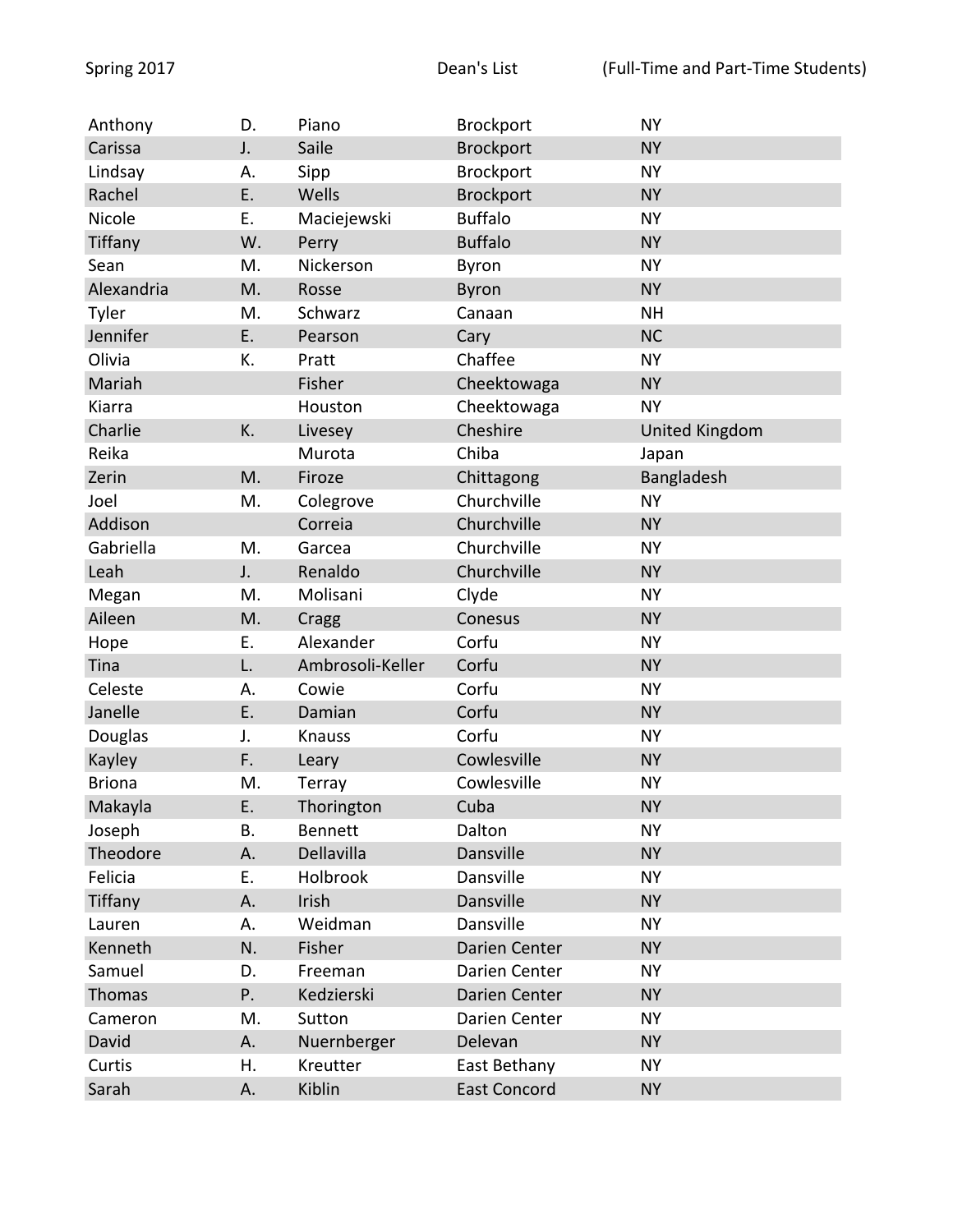| | | | | |
|---|---|---|---|---|
| Anthony | D. | Piano | Brockport | NY |
| Carissa | J. | Saile | Brockport | NY |
| Lindsay | A. | Sipp | Brockport | NY |
| Rachel | E. | Wells | Brockport | NY |
| Nicole | E. | Maciejewski | Buffalo | NY |
| Tiffany | W. | Perry | Buffalo | NY |
| Sean | M. | Nickerson | Byron | NY |
| Alexandria | M. | Rosse | Byron | NY |
| Tyler | M. | Schwarz | Canaan | NH |
| Jennifer | E. | Pearson | Cary | NC |
| Olivia | K. | Pratt | Chaffee | NY |
| Mariah | | Fisher | Cheektowaga | NY |
| Kiarra | | Houston | Cheektowaga | NY |
| Charlie | K. | Livesey | Cheshire | United Kingdom |
| Reika | | Murota | Chiba | Japan |
| Zerin | M. | Firoze | Chittagong | Bangladesh |
| Joel | M. | Colegrove | Churchville | NY |
| Addison | | Correia | Churchville | NY |
| Gabriella | M. | Garcea | Churchville | NY |
| Leah | J. | Renaldo | Churchville | NY |
| Megan | M. | Molisani | Clyde | NY |
| Aileen | M. | Cragg | Conesus | NY |
| Hope | E. | Alexander | Corfu | NY |
| Tina | L. | Ambrosoli-Keller | Corfu | NY |
| Celeste | A. | Cowie | Corfu | NY |
| Janelle | E. | Damian | Corfu | NY |
| Douglas | J. | Knauss | Corfu | NY |
| Kayley | F. | Leary | Cowlesville | NY |
| Briona | M. | Terray | Cowlesville | NY |
| Makayla | E. | Thorington | Cuba | NY |
| Joseph | B. | Bennett | Dalton | NY |
| Theodore | A. | Dellavilla | Dansville | NY |
| Felicia | E. | Holbrook | Dansville | NY |
| Tiffany | A. | Irish | Dansville | NY |
| Lauren | A. | Weidman | Dansville | NY |
| Kenneth | N. | Fisher | Darien Center | NY |
| Samuel | D. | Freeman | Darien Center | NY |
| Thomas | P. | Kedzierski | Darien Center | NY |
| Cameron | M. | Sutton | Darien Center | NY |
| David | A. | Nuernberger | Delevan | NY |
| Curtis | H. | Kreutter | East Bethany | NY |
| Sarah | A. | Kiblin | East Concord | NY |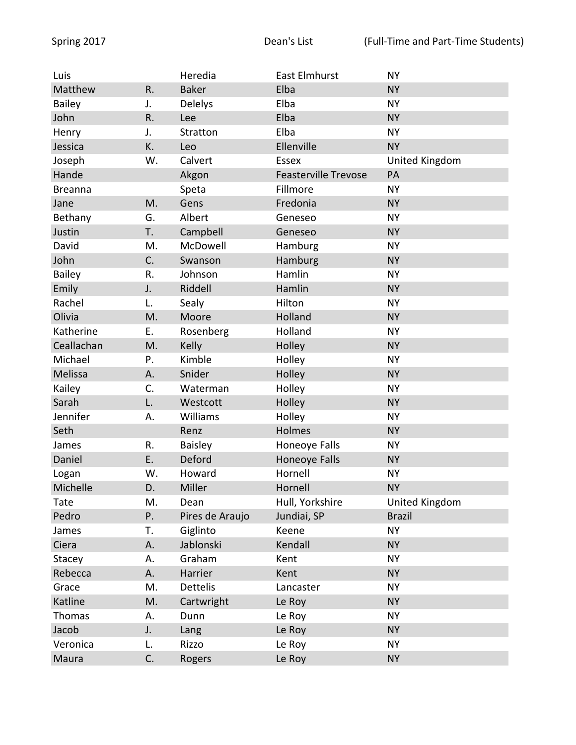| | | | | |
|---|---|---|---|---|
| Luis | | Heredia | East Elmhurst | NY |
| Matthew | R. | Baker | Elba | NY |
| Bailey | J. | Delelys | Elba | NY |
| John | R. | Lee | Elba | NY |
| Henry | J. | Stratton | Elba | NY |
| Jessica | K. | Leo | Ellenville | NY |
| Joseph | W. | Calvert | Essex | United Kingdom |
| Hande | | Akgon | Feasterville Trevose | PA |
| Breanna | | Speta | Fillmore | NY |
| Jane | M. | Gens | Fredonia | NY |
| Bethany | G. | Albert | Geneseo | NY |
| Justin | T. | Campbell | Geneseo | NY |
| David | M. | McDowell | Hamburg | NY |
| John | C. | Swanson | Hamburg | NY |
| Bailey | R. | Johnson | Hamlin | NY |
| Emily | J. | Riddell | Hamlin | NY |
| Rachel | L. | Sealy | Hilton | NY |
| Olivia | M. | Moore | Holland | NY |
| Katherine | E. | Rosenberg | Holland | NY |
| Ceallachan | M. | Kelly | Holley | NY |
| Michael | P. | Kimble | Holley | NY |
| Melissa | A. | Snider | Holley | NY |
| Kailey | C. | Waterman | Holley | NY |
| Sarah | L. | Westcott | Holley | NY |
| Jennifer | A. | Williams | Holley | NY |
| Seth | | Renz | Holmes | NY |
| James | R. | Baisley | Honeoye Falls | NY |
| Daniel | E. | Deford | Honeoye Falls | NY |
| Logan | W. | Howard | Hornell | NY |
| Michelle | D. | Miller | Hornell | NY |
| Tate | M. | Dean | Hull, Yorkshire | United Kingdom |
| Pedro | P. | Pires de Araujo | Jundiai, SP | Brazil |
| James | T. | Giglinto | Keene | NY |
| Ciera | A. | Jablonski | Kendall | NY |
| Stacey | A. | Graham | Kent | NY |
| Rebecca | A. | Harrier | Kent | NY |
| Grace | M. | Dettelis | Lancaster | NY |
| Katline | M. | Cartwright | Le Roy | NY |
| Thomas | A. | Dunn | Le Roy | NY |
| Jacob | J. | Lang | Le Roy | NY |
| Veronica | L. | Rizzo | Le Roy | NY |
| Maura | C. | Rogers | Le Roy | NY |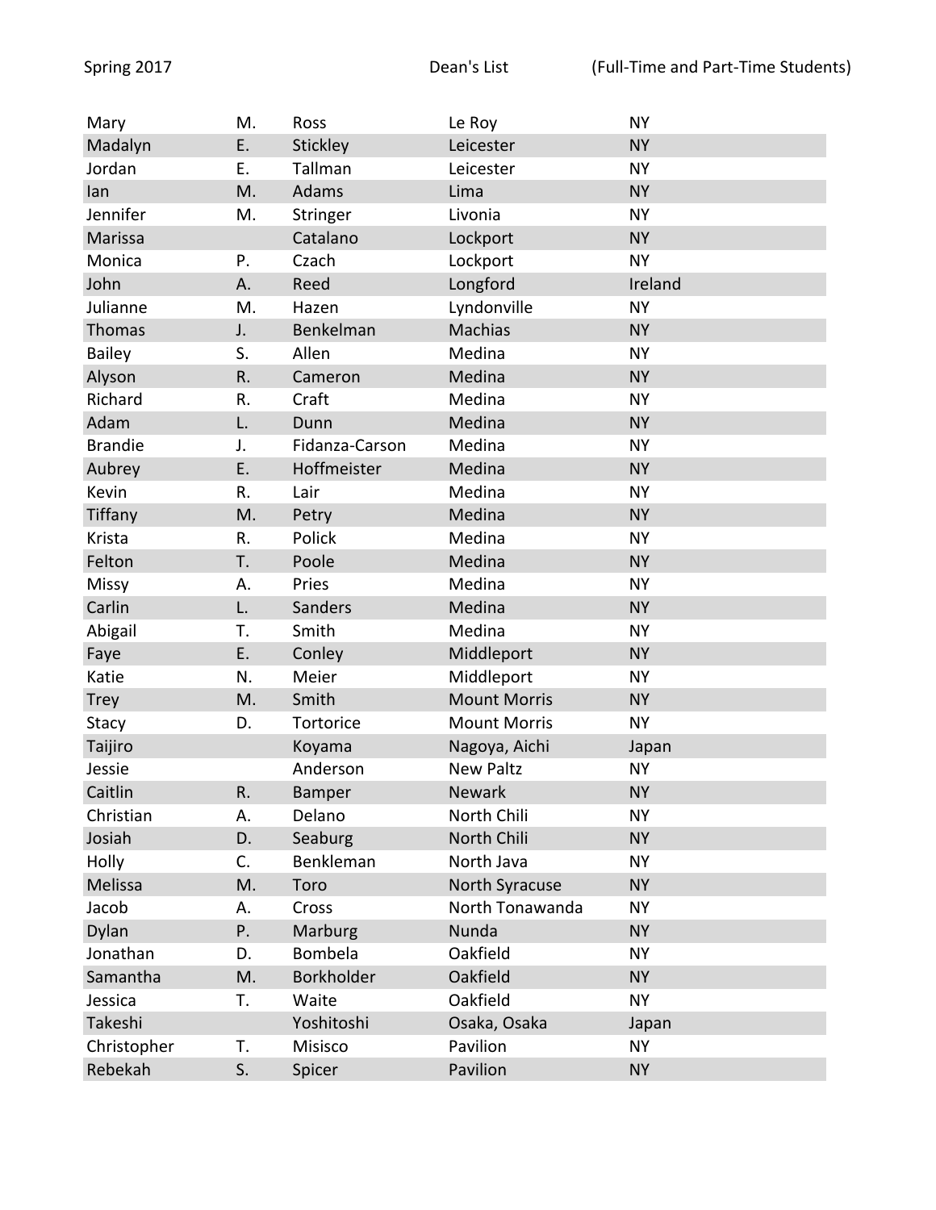| | | | | |
|---|---|---|---|---|
| Mary | M. | Ross | Le Roy | NY |
| Madalyn | E. | Stickley | Leicester | NY |
| Jordan | E. | Tallman | Leicester | NY |
| Ian | M. | Adams | Lima | NY |
| Jennifer | M. | Stringer | Livonia | NY |
| Marissa | | Catalano | Lockport | NY |
| Monica | P. | Czach | Lockport | NY |
| John | A. | Reed | Longford | Ireland |
| Julianne | M. | Hazen | Lyndonville | NY |
| Thomas | J. | Benkelman | Machias | NY |
| Bailey | S. | Allen | Medina | NY |
| Alyson | R. | Cameron | Medina | NY |
| Richard | R. | Craft | Medina | NY |
| Adam | L. | Dunn | Medina | NY |
| Brandie | J. | Fidanza-Carson | Medina | NY |
| Aubrey | E. | Hoffmeister | Medina | NY |
| Kevin | R. | Lair | Medina | NY |
| Tiffany | M. | Petry | Medina | NY |
| Krista | R. | Polick | Medina | NY |
| Felton | T. | Poole | Medina | NY |
| Missy | A. | Pries | Medina | NY |
| Carlin | L. | Sanders | Medina | NY |
| Abigail | T. | Smith | Medina | NY |
| Faye | E. | Conley | Middleport | NY |
| Katie | N. | Meier | Middleport | NY |
| Trey | M. | Smith | Mount Morris | NY |
| Stacy | D. | Tortorice | Mount Morris | NY |
| Taijiro | | Koyama | Nagoya, Aichi | Japan |
| Jessie | | Anderson | New Paltz | NY |
| Caitlin | R. | Bamper | Newark | NY |
| Christian | A. | Delano | North Chili | NY |
| Josiah | D. | Seaburg | North Chili | NY |
| Holly | C. | Benkleman | North Java | NY |
| Melissa | M. | Toro | North Syracuse | NY |
| Jacob | A. | Cross | North Tonawanda | NY |
| Dylan | P. | Marburg | Nunda | NY |
| Jonathan | D. | Bombela | Oakfield | NY |
| Samantha | M. | Borkholder | Oakfield | NY |
| Jessica | T. | Waite | Oakfield | NY |
| Takeshi | | Yoshitoshi | Osaka, Osaka | Japan |
| Christopher | T. | Misisco | Pavilion | NY |
| Rebekah | S. | Spicer | Pavilion | NY |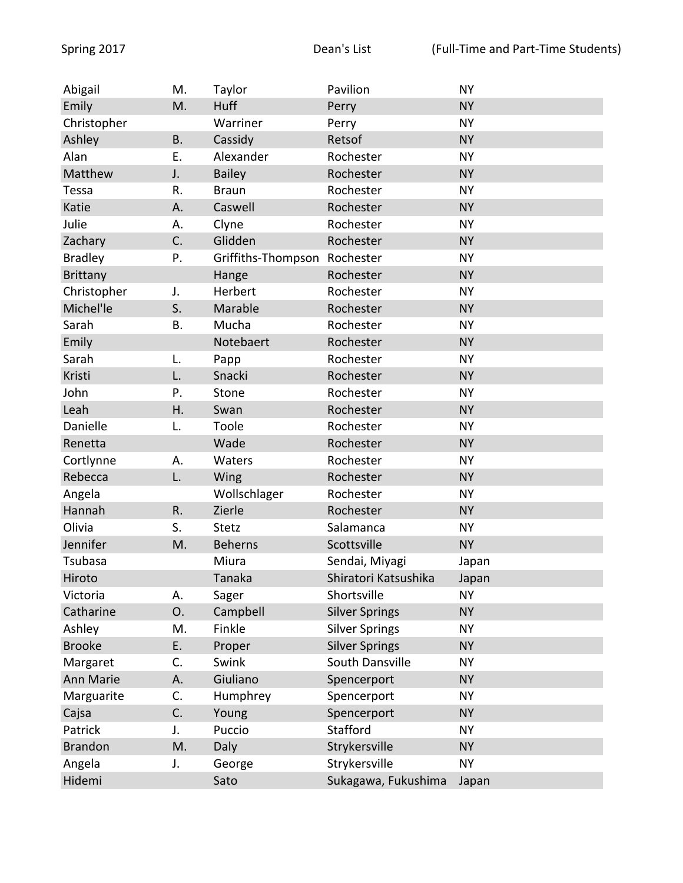| Abigail | M. | Taylor | Pavilion | NY |
|---|---|---|---|---|
| Emily | M. | Huff | Perry | NY |
| Christopher | | Warriner | Perry | NY |
| Ashley | B. | Cassidy | Retsof | NY |
| Alan | E. | Alexander | Rochester | NY |
| Matthew | J. | Bailey | Rochester | NY |
| Tessa | R. | Braun | Rochester | NY |
| Katie | A. | Caswell | Rochester | NY |
| Julie | A. | Clyne | Rochester | NY |
| Zachary | C. | Glidden | Rochester | NY |
| Bradley | P. | Griffiths-Thompson | Rochester | NY |
| Brittany | | Hange | Rochester | NY |
| Christopher | J. | Herbert | Rochester | NY |
| Michel'le | S. | Marable | Rochester | NY |
| Sarah | B. | Mucha | Rochester | NY |
| Emily | | Notebaert | Rochester | NY |
| Sarah | L. | Papp | Rochester | NY |
| Kristi | L. | Snacki | Rochester | NY |
| John | P. | Stone | Rochester | NY |
| Leah | H. | Swan | Rochester | NY |
| Danielle | L. | Toole | Rochester | NY |
| Renetta | | Wade | Rochester | NY |
| Cortlynne | A. | Waters | Rochester | NY |
| Rebecca | L. | Wing | Rochester | NY |
| Angela | | Wollschlager | Rochester | NY |
| Hannah | R. | Zierle | Rochester | NY |
| Olivia | S. | Stetz | Salamanca | NY |
| Jennifer | M. | Beherns | Scottsville | NY |
| Tsubasa | | Miura | Sendai, Miyagi | Japan |
| Hiroto | | Tanaka | Shiratori Katsushika | Japan |
| Victoria | A. | Sager | Shortsville | NY |
| Catharine | O. | Campbell | Silver Springs | NY |
| Ashley | M. | Finkle | Silver Springs | NY |
| Brooke | E. | Proper | Silver Springs | NY |
| Margaret | C. | Swink | South Dansville | NY |
| Ann Marie | A. | Giuliano | Spencerport | NY |
| Marguarite | C. | Humphrey | Spencerport | NY |
| Cajsa | C. | Young | Spencerport | NY |
| Patrick | J. | Puccio | Stafford | NY |
| Brandon | M. | Daly | Strykersville | NY |
| Angela | J. | George | Strykersville | NY |
| Hidemi | | Sato | Sukagawa, Fukushima | Japan |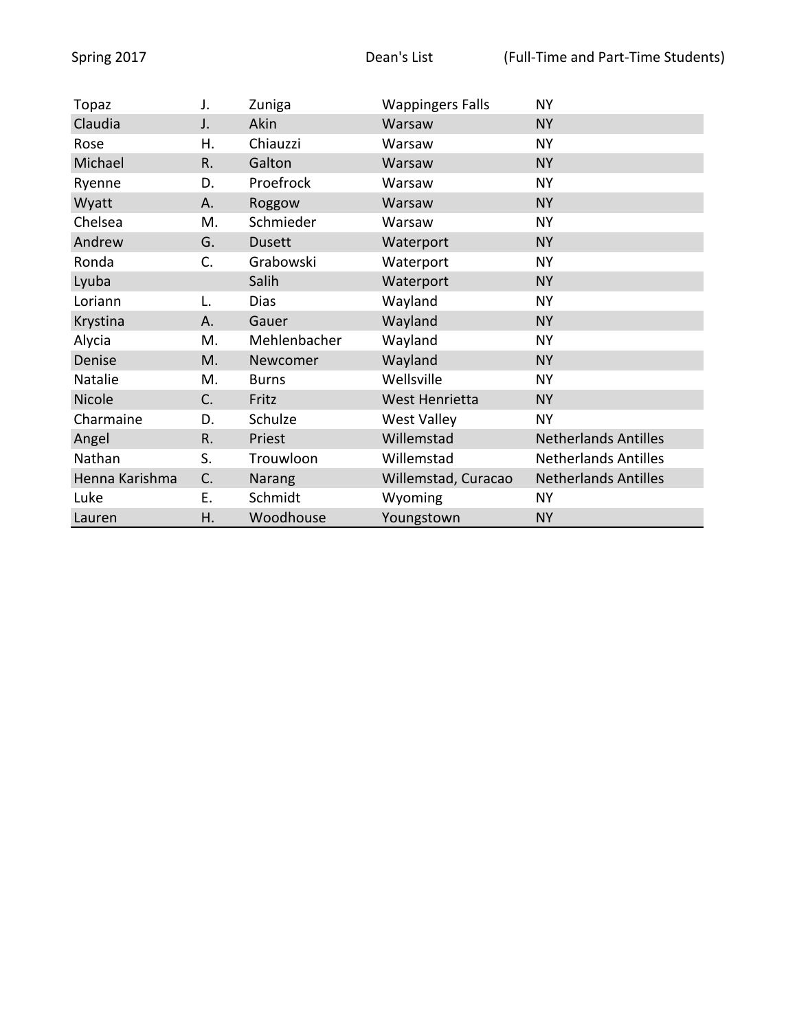| | | | | |
|---|---|---|---|---|
| Topaz | J. | Zuniga | Wappingers Falls | NY |
| Claudia | J. | Akin | Warsaw | NY |
| Rose | H. | Chiauzzi | Warsaw | NY |
| Michael | R. | Galton | Warsaw | NY |
| Ryenne | D. | Proefrock | Warsaw | NY |
| Wyatt | A. | Roggow | Warsaw | NY |
| Chelsea | M. | Schmieder | Warsaw | NY |
| Andrew | G. | Dusett | Waterport | NY |
| Ronda | C. | Grabowski | Waterport | NY |
| Lyuba | | Salih | Waterport | NY |
| Loriann | L. | Dias | Wayland | NY |
| Krystina | A. | Gauer | Wayland | NY |
| Alycia | M. | Mehlenbacher | Wayland | NY |
| Denise | M. | Newcomer | Wayland | NY |
| Natalie | M. | Burns | Wellsville | NY |
| Nicole | C. | Fritz | West Henrietta | NY |
| Charmaine | D. | Schulze | West Valley | NY |
| Angel | R. | Priest | Willemstad | Netherlands Antilles |
| Nathan | S. | Trouwloon | Willemstad | Netherlands Antilles |
| Henna Karishma | C. | Narang | Willemstad, Curacao | Netherlands Antilles |
| Luke | E. | Schmidt | Wyoming | NY |
| Lauren | H. | Woodhouse | Youngstown | NY |